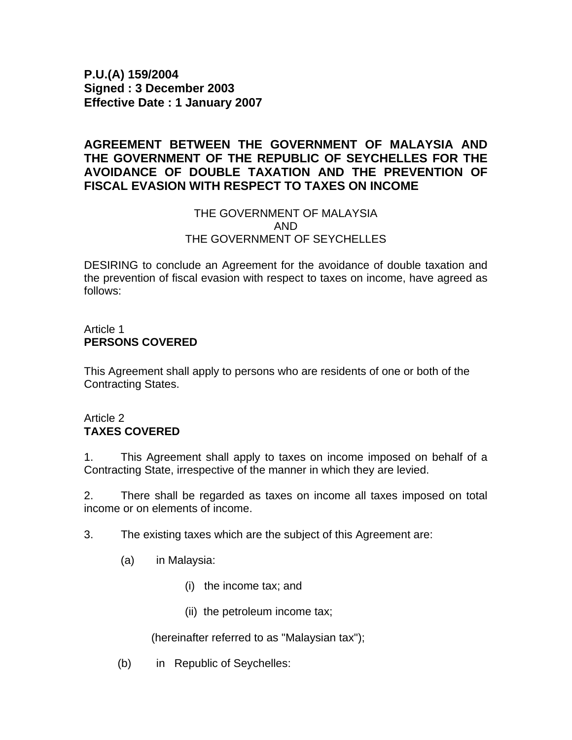**P.U.(A) 159/2004**
**Signed : 3 December 2003**
**Effective Date : 1 January 2007**

# AGREEMENT BETWEEN THE GOVERNMENT OF MALAYSIA AND THE GOVERNMENT OF THE REPUBLIC OF SEYCHELLES FOR THE AVOIDANCE OF DOUBLE TAXATION AND THE PREVENTION OF FISCAL EVASION WITH RESPECT TO TAXES ON INCOME

THE GOVERNMENT OF MALAYSIA
AND
THE GOVERNMENT OF SEYCHELLES

DESIRING to conclude an Agreement for the avoidance of double taxation and the prevention of fiscal evasion with respect to taxes on income, have agreed as follows:

## Article 1
**PERSONS COVERED**

This Agreement shall apply to persons who are residents of one or both of the Contracting States.

## Article 2
**TAXES COVERED**

1. This Agreement shall apply to taxes on income imposed on behalf of a Contracting State, irrespective of the manner in which they are levied.

2. There shall be regarded as taxes on income all taxes imposed on total income or on elements of income.

3. The existing taxes which are the subject of this Agreement are:

(a) in Malaysia:

(i) the income tax; and

(ii) the petroleum income tax;

(hereinafter referred to as "Malaysian tax");

(b) in Republic of Seychelles: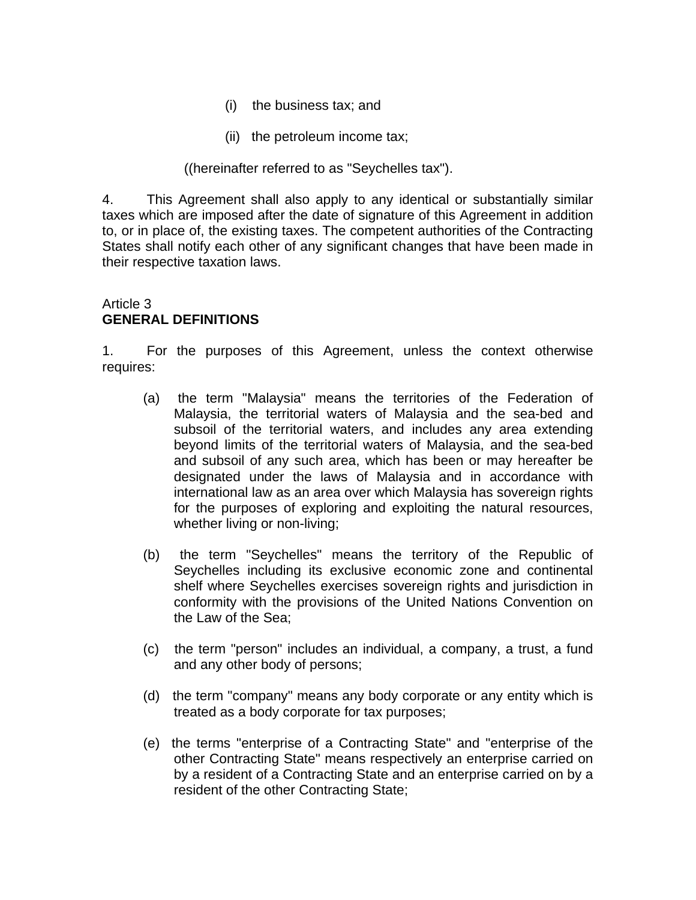(i) the business tax; and

(ii) the petroleum income tax;

((hereinafter referred to as "Seychelles tax").

4. This Agreement shall also apply to any identical or substantially similar taxes which are imposed after the date of signature of this Agreement in addition to, or in place of, the existing taxes. The competent authorities of the Contracting States shall notify each other of any significant changes that have been made in their respective taxation laws.

Article 3
**GENERAL DEFINITIONS**

1. For the purposes of this Agreement, unless the context otherwise requires:

(a) the term "Malaysia" means the territories of the Federation of Malaysia, the territorial waters of Malaysia and the sea-bed and subsoil of the territorial waters, and includes any area extending beyond limits of the territorial waters of Malaysia, and the sea-bed and subsoil of any such area, which has been or may hereafter be designated under the laws of Malaysia and in accordance with international law as an area over which Malaysia has sovereign rights for the purposes of exploring and exploiting the natural resources, whether living or non-living;

(b) the term "Seychelles" means the territory of the Republic of Seychelles including its exclusive economic zone and continental shelf where Seychelles exercises sovereign rights and jurisdiction in conformity with the provisions of the United Nations Convention on the Law of the Sea;

(c) the term "person" includes an individual, a company, a trust, a fund and any other body of persons;

(d) the term "company" means any body corporate or any entity which is treated as a body corporate for tax purposes;

(e) the terms "enterprise of a Contracting State" and "enterprise of the other Contracting State" means respectively an enterprise carried on by a resident of a Contracting State and an enterprise carried on by a resident of the other Contracting State;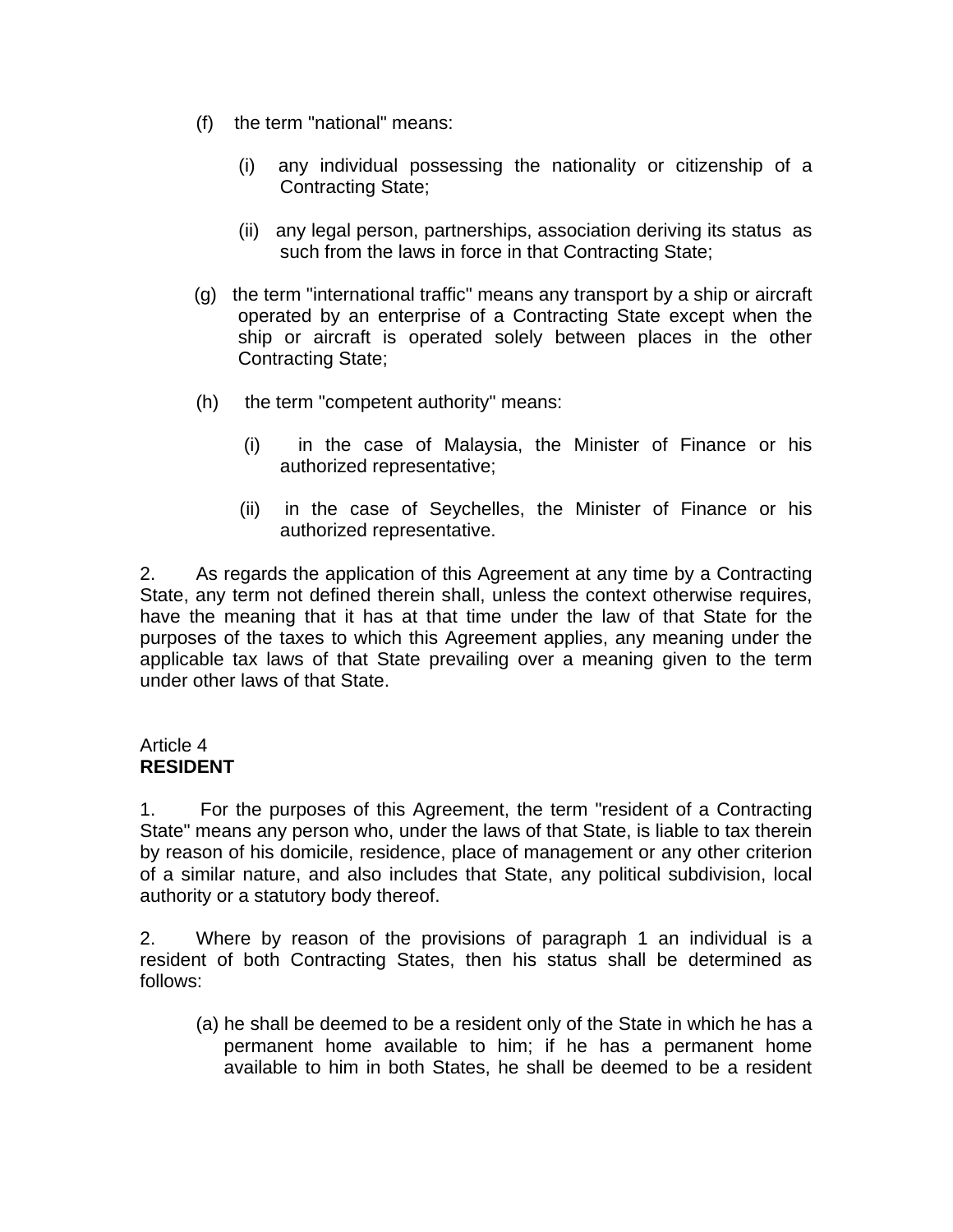(f) the term "national" means:

   (i) any individual possessing the nationality or citizenship of a Contracting State;

   (ii) any legal person, partnerships, association deriving its status as such from the laws in force in that Contracting State;

(g) the term "international traffic" means any transport by a ship or aircraft operated by an enterprise of a Contracting State except when the ship or aircraft is operated solely between places in the other Contracting State;

(h) the term "competent authority" means:

   (i) in the case of Malaysia, the Minister of Finance or his authorized representative;

   (ii) in the case of Seychelles, the Minister of Finance or his authorized representative.

2. As regards the application of this Agreement at any time by a Contracting State, any term not defined therein shall, unless the context otherwise requires, have the meaning that it has at that time under the law of that State for the purposes of the taxes to which this Agreement applies, any meaning under the applicable tax laws of that State prevailing over a meaning given to the term under other laws of that State.

Article 4
**RESIDENT**

1. For the purposes of this Agreement, the term "resident of a Contracting State" means any person who, under the laws of that State, is liable to tax therein by reason of his domicile, residence, place of management or any other criterion of a similar nature, and also includes that State, any political subdivision, local authority or a statutory body thereof.

2. Where by reason of the provisions of paragraph 1 an individual is a resident of both Contracting States, then his status shall be determined as follows:

(a) he shall be deemed to be a resident only of the State in which he has a permanent home available to him; if he has a permanent home available to him in both States, he shall be deemed to be a resident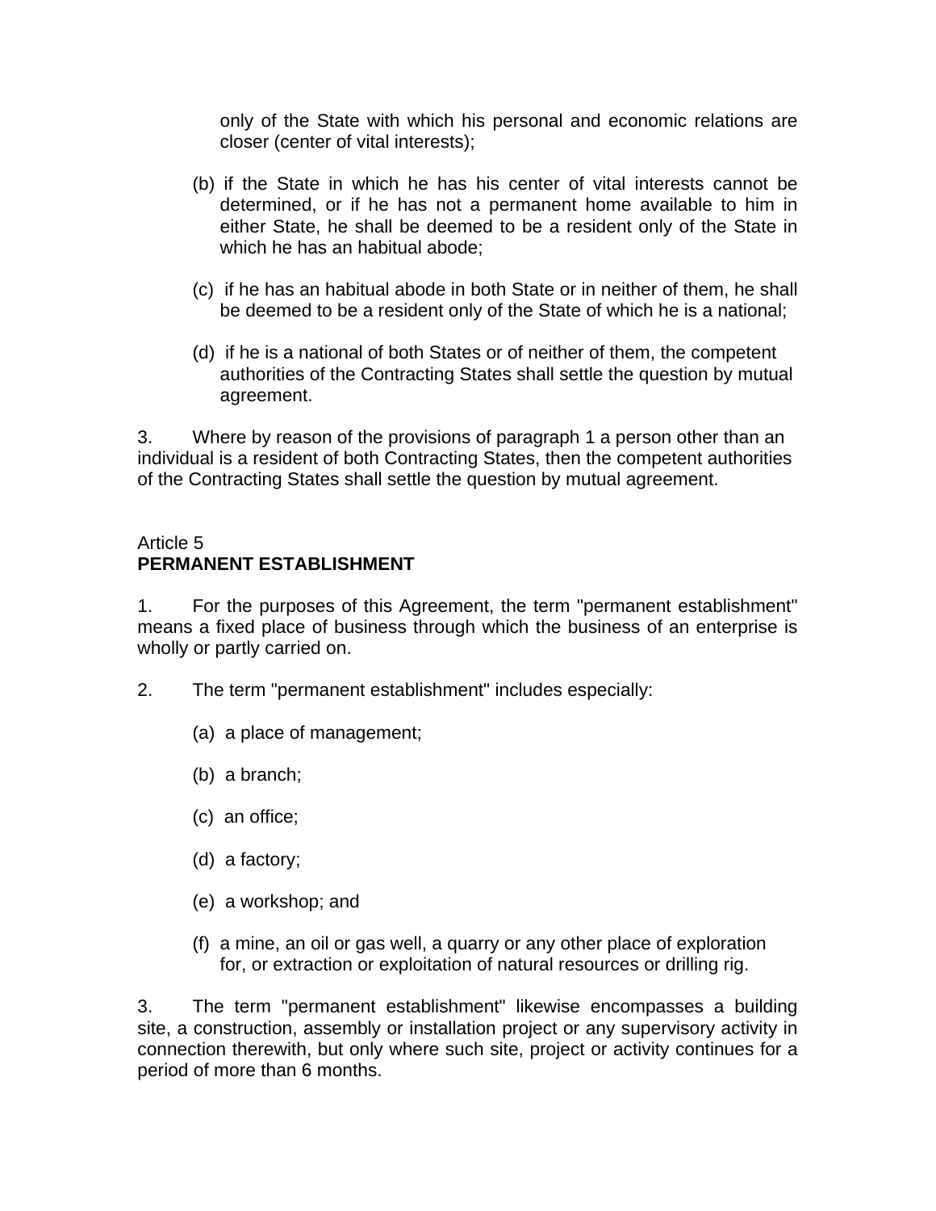only of the State with which his personal and economic relations are closer (center of vital interests);

(b) if the State in which he has his center of vital interests cannot be determined, or if he has not a permanent home available to him in either State, he shall be deemed to be a resident only of the State in which he has an habitual abode;

(c) if he has an habitual abode in both State or in neither of them, he shall be deemed to be a resident only of the State of which he is a national;

(d) if he is a national of both States or of neither of them, the competent authorities of the Contracting States shall settle the question by mutual agreement.

3. Where by reason of the provisions of paragraph 1 a person other than an individual is a resident of both Contracting States, then the competent authorities of the Contracting States shall settle the question by mutual agreement.

Article 5
**PERMANENT ESTABLISHMENT**

1. For the purposes of this Agreement, the term "permanent establishment" means a fixed place of business through which the business of an enterprise is wholly or partly carried on.

2. The term "permanent establishment" includes especially:

(a) a place of management;

(b) a branch;

(c) an office;

(d) a factory;

(e) a workshop; and

(f) a mine, an oil or gas well, a quarry or any other place of exploration for, or extraction or exploitation of natural resources or drilling rig.

3. The term "permanent establishment" likewise encompasses a building site, a construction, assembly or installation project or any supervisory activity in connection therewith, but only where such site, project or activity continues for a period of more than 6 months.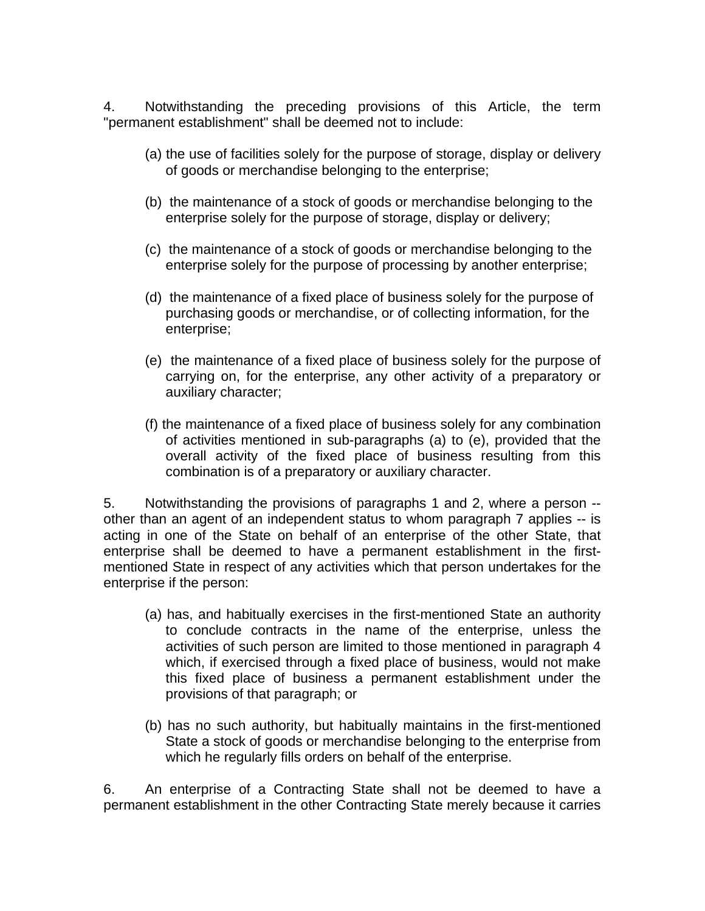4. Notwithstanding the preceding provisions of this Article, the term "permanent establishment" shall be deemed not to include:

(a) the use of facilities solely for the purpose of storage, display or delivery of goods or merchandise belonging to the enterprise;

(b) the maintenance of a stock of goods or merchandise belonging to the enterprise solely for the purpose of storage, display or delivery;

(c) the maintenance of a stock of goods or merchandise belonging to the enterprise solely for the purpose of processing by another enterprise;

(d) the maintenance of a fixed place of business solely for the purpose of purchasing goods or merchandise, or of collecting information, for the enterprise;

(e) the maintenance of a fixed place of business solely for the purpose of carrying on, for the enterprise, any other activity of a preparatory or auxiliary character;

(f) the maintenance of a fixed place of business solely for any combination of activities mentioned in sub-paragraphs (a) to (e), provided that the overall activity of the fixed place of business resulting from this combination is of a preparatory or auxiliary character.

5. Notwithstanding the provisions of paragraphs 1 and 2, where a person -- other than an agent of an independent status to whom paragraph 7 applies -- is acting in one of the State on behalf of an enterprise of the other State, that enterprise shall be deemed to have a permanent establishment in the first-mentioned State in respect of any activities which that person undertakes for the enterprise if the person:

(a) has, and habitually exercises in the first-mentioned State an authority to conclude contracts in the name of the enterprise, unless the activities of such person are limited to those mentioned in paragraph 4 which, if exercised through a fixed place of business, would not make this fixed place of business a permanent establishment under the provisions of that paragraph; or

(b) has no such authority, but habitually maintains in the first-mentioned State a stock of goods or merchandise belonging to the enterprise from which he regularly fills orders on behalf of the enterprise.

6. An enterprise of a Contracting State shall not be deemed to have a permanent establishment in the other Contracting State merely because it carries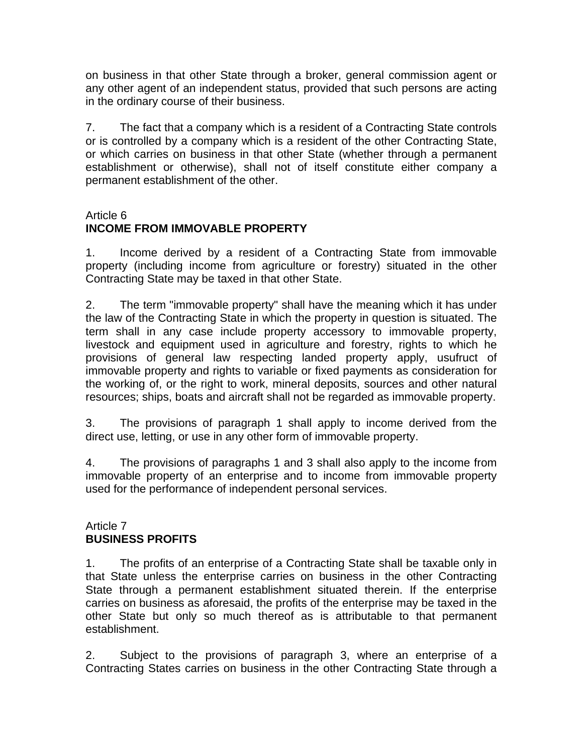on business in that other State through a broker, general commission agent or any other agent of an independent status, provided that such persons are acting in the ordinary course of their business.

7. The fact that a company which is a resident of a Contracting State controls or is controlled by a company which is a resident of the other Contracting State, or which carries on business in that other State (whether through a permanent establishment or otherwise), shall not of itself constitute either company a permanent establishment of the other.

Article 6
**INCOME FROM IMMOVABLE PROPERTY**

1. Income derived by a resident of a Contracting State from immovable property (including income from agriculture or forestry) situated in the other Contracting State may be taxed in that other State.

2. The term "immovable property" shall have the meaning which it has under the law of the Contracting State in which the property in question is situated. The term shall in any case include property accessory to immovable property, livestock and equipment used in agriculture and forestry, rights to which he provisions of general law respecting landed property apply, usufruct of immovable property and rights to variable or fixed payments as consideration for the working of, or the right to work, mineral deposits, sources and other natural resources; ships, boats and aircraft shall not be regarded as immovable property.

3. The provisions of paragraph 1 shall apply to income derived from the direct use, letting, or use in any other form of immovable property.

4. The provisions of paragraphs 1 and 3 shall also apply to the income from immovable property of an enterprise and to income from immovable property used for the performance of independent personal services.

Article 7
**BUSINESS PROFITS**

1. The profits of an enterprise of a Contracting State shall be taxable only in that State unless the enterprise carries on business in the other Contracting State through a permanent establishment situated therein. If the enterprise carries on business as aforesaid, the profits of the enterprise may be taxed in the other State but only so much thereof as is attributable to that permanent establishment.

2. Subject to the provisions of paragraph 3, where an enterprise of a Contracting States carries on business in the other Contracting State through a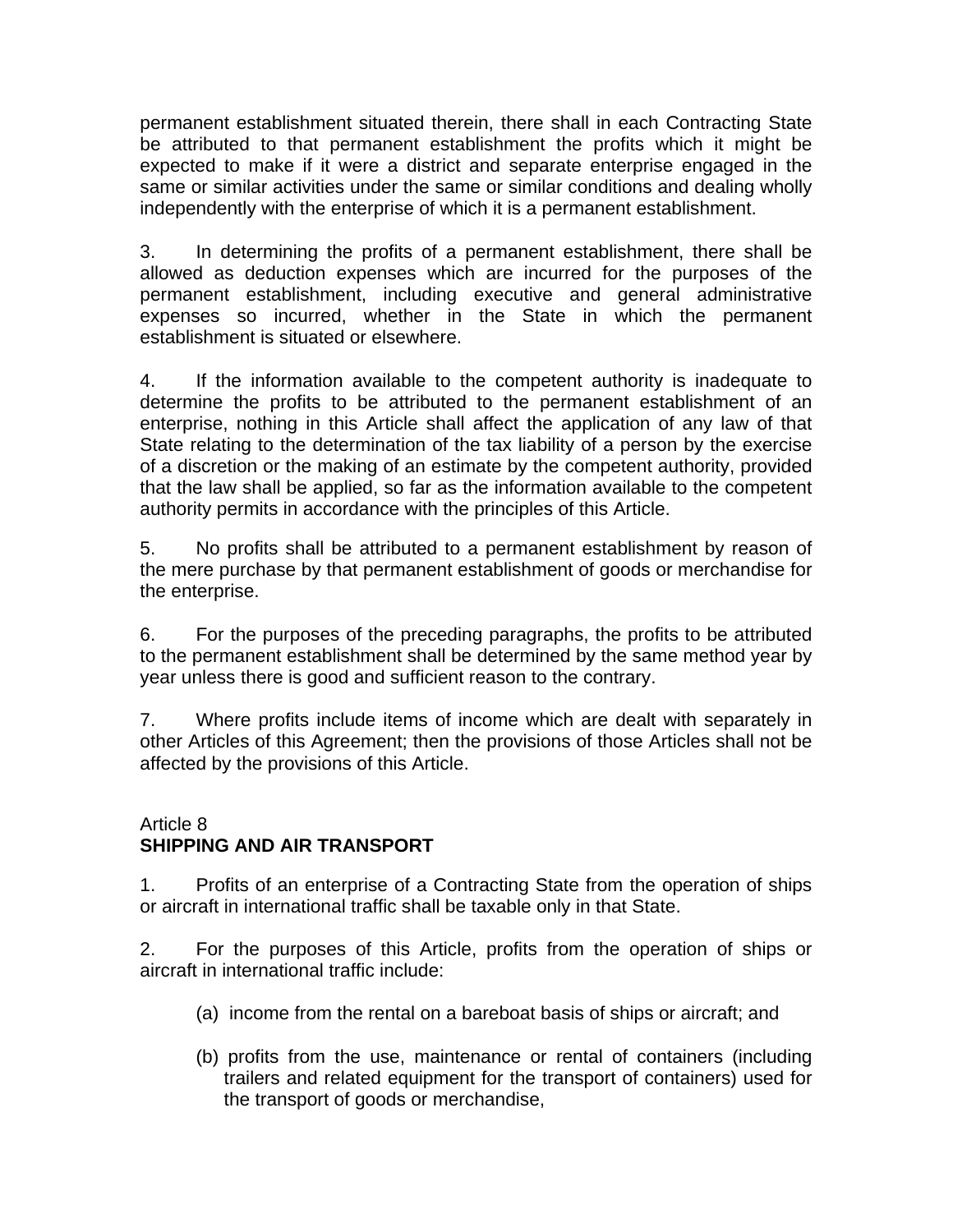permanent establishment situated therein, there shall in each Contracting State be attributed to that permanent establishment the profits which it might be expected to make if it were a district and separate enterprise engaged in the same or similar activities under the same or similar conditions and dealing wholly independently with the enterprise of which it is a permanent establishment.

3. In determining the profits of a permanent establishment, there shall be allowed as deduction expenses which are incurred for the purposes of the permanent establishment, including executive and general administrative expenses so incurred, whether in the State in which the permanent establishment is situated or elsewhere.

4. If the information available to the competent authority is inadequate to determine the profits to be attributed to the permanent establishment of an enterprise, nothing in this Article shall affect the application of any law of that State relating to the determination of the tax liability of a person by the exercise of a discretion or the making of an estimate by the competent authority, provided that the law shall be applied, so far as the information available to the competent authority permits in accordance with the principles of this Article.

5. No profits shall be attributed to a permanent establishment by reason of the mere purchase by that permanent establishment of goods or merchandise for the enterprise.

6. For the purposes of the preceding paragraphs, the profits to be attributed to the permanent establishment shall be determined by the same method year by year unless there is good and sufficient reason to the contrary.

7. Where profits include items of income which are dealt with separately in other Articles of this Agreement; then the provisions of those Articles shall not be affected by the provisions of this Article.

Article 8
**SHIPPING AND AIR TRANSPORT**

1. Profits of an enterprise of a Contracting State from the operation of ships or aircraft in international traffic shall be taxable only in that State.

2. For the purposes of this Article, profits from the operation of ships or aircraft in international traffic include:

(a) income from the rental on a bareboat basis of ships or aircraft; and

(b) profits from the use, maintenance or rental of containers (including trailers and related equipment for the transport of containers) used for the transport of goods or merchandise,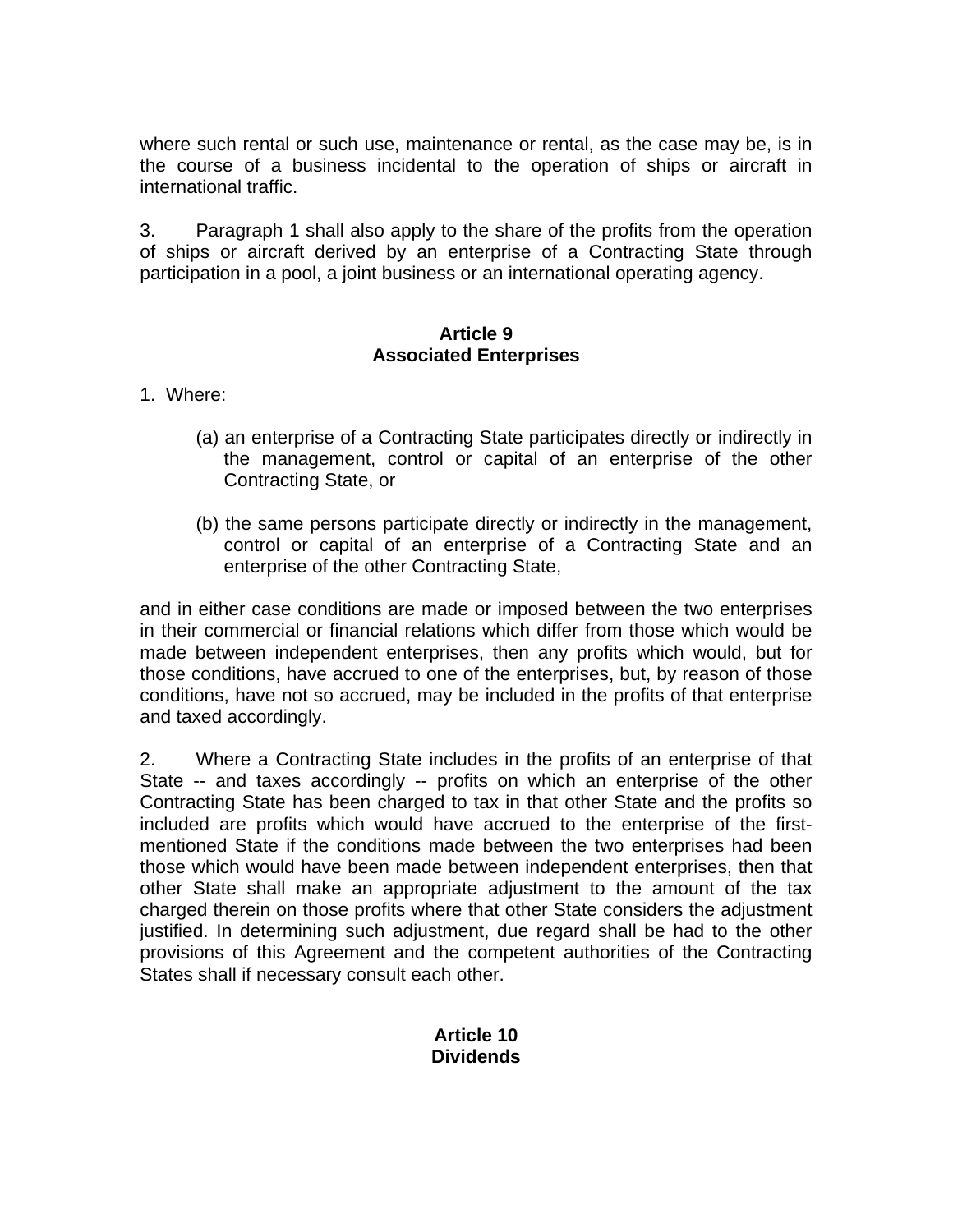where such rental or such use, maintenance or rental, as the case may be, is in the course of a business incidental to the operation of ships or aircraft in international traffic.

3. Paragraph 1 shall also apply to the share of the profits from the operation of ships or aircraft derived by an enterprise of a Contracting State through participation in a pool, a joint business or an international operating agency.

## Article 9
## Associated Enterprises

1. Where:

   (a) an enterprise of a Contracting State participates directly or indirectly in the management, control or capital of an enterprise of the other Contracting State, or

   (b) the same persons participate directly or indirectly in the management, control or capital of an enterprise of a Contracting State and an enterprise of the other Contracting State,

and in either case conditions are made or imposed between the two enterprises in their commercial or financial relations which differ from those which would be made between independent enterprises, then any profits which would, but for those conditions, have accrued to one of the enterprises, but, by reason of those conditions, have not so accrued, may be included in the profits of that enterprise and taxed accordingly.

2. Where a Contracting State includes in the profits of an enterprise of that State -- and taxes accordingly -- profits on which an enterprise of the other Contracting State has been charged to tax in that other State and the profits so included are profits which would have accrued to the enterprise of the first-mentioned State if the conditions made between the two enterprises had been those which would have been made between independent enterprises, then that other State shall make an appropriate adjustment to the amount of the tax charged therein on those profits where that other State considers the adjustment justified. In determining such adjustment, due regard shall be had to the other provisions of this Agreement and the competent authorities of the Contracting States shall if necessary consult each other.

## Article 10
## Dividends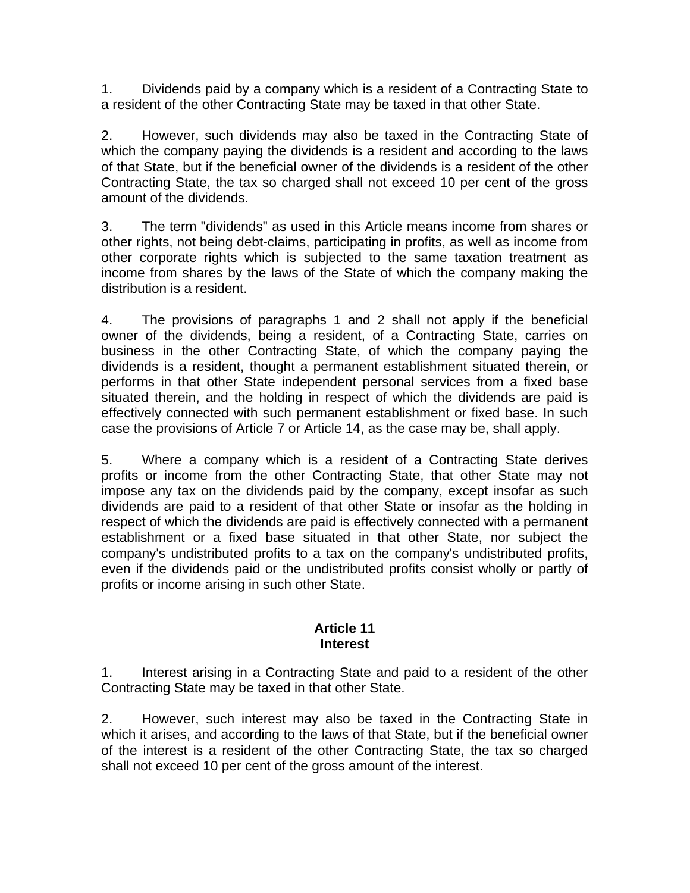1. Dividends paid by a company which is a resident of a Contracting State to a resident of the other Contracting State may be taxed in that other State.

2. However, such dividends may also be taxed in the Contracting State of which the company paying the dividends is a resident and according to the laws of that State, but if the beneficial owner of the dividends is a resident of the other Contracting State, the tax so charged shall not exceed 10 per cent of the gross amount of the dividends.

3. The term "dividends" as used in this Article means income from shares or other rights, not being debt-claims, participating in profits, as well as income from other corporate rights which is subjected to the same taxation treatment as income from shares by the laws of the State of which the company making the distribution is a resident.

4. The provisions of paragraphs 1 and 2 shall not apply if the beneficial owner of the dividends, being a resident, of a Contracting State, carries on business in the other Contracting State, of which the company paying the dividends is a resident, thought a permanent establishment situated therein, or performs in that other State independent personal services from a fixed base situated therein, and the holding in respect of which the dividends are paid is effectively connected with such permanent establishment or fixed base. In such case the provisions of Article 7 or Article 14, as the case may be, shall apply.

5. Where a company which is a resident of a Contracting State derives profits or income from the other Contracting State, that other State may not impose any tax on the dividends paid by the company, except insofar as such dividends are paid to a resident of that other State or insofar as the holding in respect of which the dividends are paid is effectively connected with a permanent establishment or a fixed base situated in that other State, nor subject the company's undistributed profits to a tax on the company's undistributed profits, even if the dividends paid or the undistributed profits consist wholly or partly of profits or income arising in such other State.

## Article 11
## Interest

1. Interest arising in a Contracting State and paid to a resident of the other Contracting State may be taxed in that other State.

2. However, such interest may also be taxed in the Contracting State in which it arises, and according to the laws of that State, but if the beneficial owner of the interest is a resident of the other Contracting State, the tax so charged shall not exceed 10 per cent of the gross amount of the interest.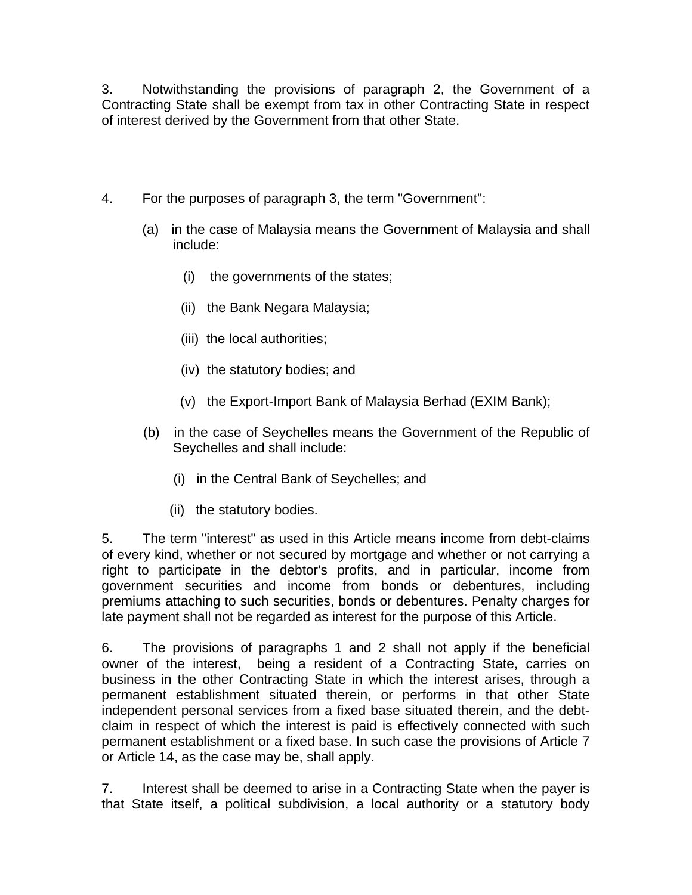3. Notwithstanding the provisions of paragraph 2, the Government of a Contracting State shall be exempt from tax in other Contracting State in respect of interest derived by the Government from that other State.

4. For the purposes of paragraph 3, the term "Government":

(a) in the case of Malaysia means the Government of Malaysia and shall include:

(i) the governments of the states;

(ii) the Bank Negara Malaysia;

(iii) the local authorities;

(iv) the statutory bodies; and

(v) the Export-Import Bank of Malaysia Berhad (EXIM Bank);

(b) in the case of Seychelles means the Government of the Republic of Seychelles and shall include:

(i) in the Central Bank of Seychelles; and

(ii) the statutory bodies.

5. The term "interest" as used in this Article means income from debt-claims of every kind, whether or not secured by mortgage and whether or not carrying a right to participate in the debtor's profits, and in particular, income from government securities and income from bonds or debentures, including premiums attaching to such securities, bonds or debentures. Penalty charges for late payment shall not be regarded as interest for the purpose of this Article.

6. The provisions of paragraphs 1 and 2 shall not apply if the beneficial owner of the interest, being a resident of a Contracting State, carries on business in the other Contracting State in which the interest arises, through a permanent establishment situated therein, or performs in that other State independent personal services from a fixed base situated therein, and the debt-claim in respect of which the interest is paid is effectively connected with such permanent establishment or a fixed base. In such case the provisions of Article 7 or Article 14, as the case may be, shall apply.

7. Interest shall be deemed to arise in a Contracting State when the payer is that State itself, a political subdivision, a local authority or a statutory body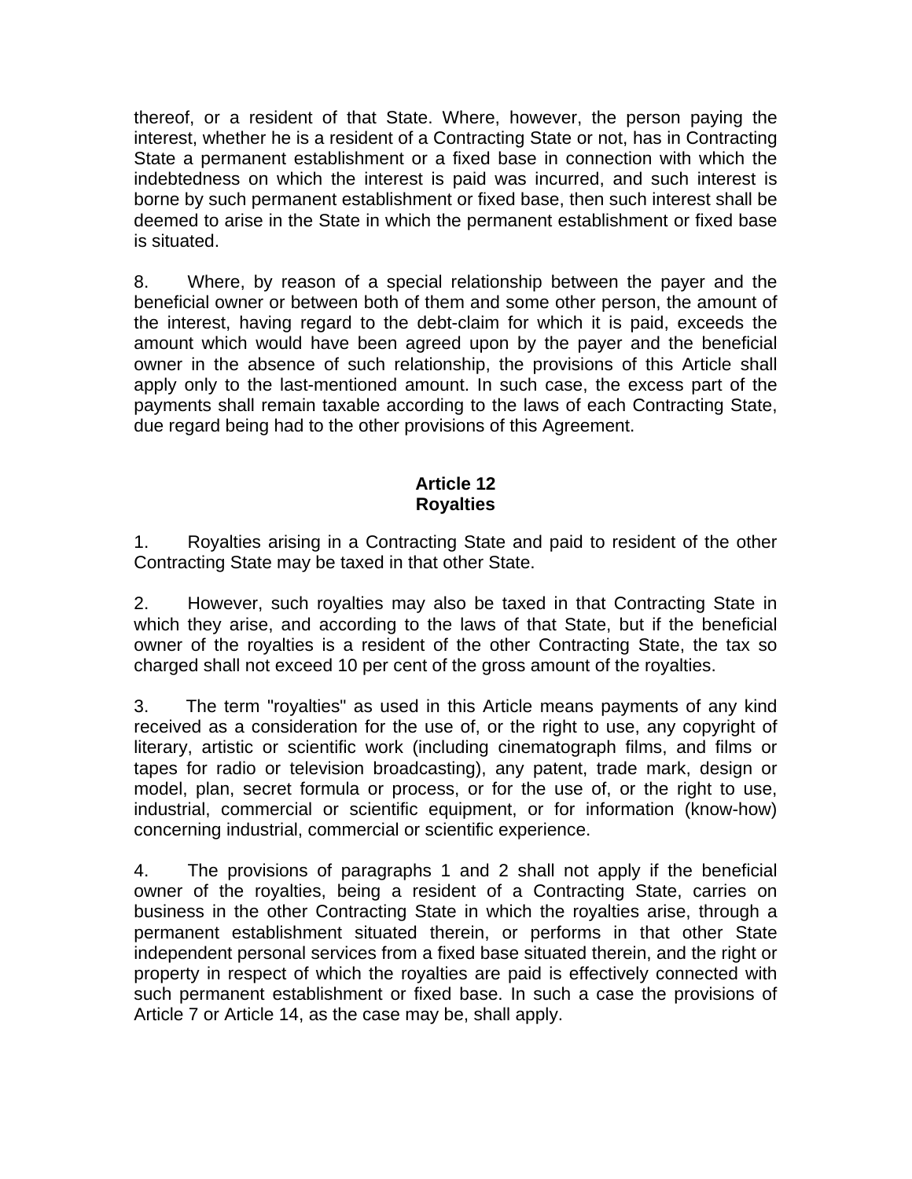thereof, or a resident of that State. Where, however, the person paying the interest, whether he is a resident of a Contracting State or not, has in Contracting State a permanent establishment or a fixed base in connection with which the indebtedness on which the interest is paid was incurred, and such interest is borne by such permanent establishment or fixed base, then such interest shall be deemed to arise in the State in which the permanent establishment or fixed base is situated.

8. Where, by reason of a special relationship between the payer and the beneficial owner or between both of them and some other person, the amount of the interest, having regard to the debt-claim for which it is paid, exceeds the amount which would have been agreed upon by the payer and the beneficial owner in the absence of such relationship, the provisions of this Article shall apply only to the last-mentioned amount. In such case, the excess part of the payments shall remain taxable according to the laws of each Contracting State, due regard being had to the other provisions of this Agreement.

## Article 12
## Royalties

1. Royalties arising in a Contracting State and paid to resident of the other Contracting State may be taxed in that other State.

2. However, such royalties may also be taxed in that Contracting State in which they arise, and according to the laws of that State, but if the beneficial owner of the royalties is a resident of the other Contracting State, the tax so charged shall not exceed 10 per cent of the gross amount of the royalties.

3. The term "royalties" as used in this Article means payments of any kind received as a consideration for the use of, or the right to use, any copyright of literary, artistic or scientific work (including cinematograph films, and films or tapes for radio or television broadcasting), any patent, trade mark, design or model, plan, secret formula or process, or for the use of, or the right to use, industrial, commercial or scientific equipment, or for information (know-how) concerning industrial, commercial or scientific experience.

4. The provisions of paragraphs 1 and 2 shall not apply if the beneficial owner of the royalties, being a resident of a Contracting State, carries on business in the other Contracting State in which the royalties arise, through a permanent establishment situated therein, or performs in that other State independent personal services from a fixed base situated therein, and the right or property in respect of which the royalties are paid is effectively connected with such permanent establishment or fixed base. In such a case the provisions of Article 7 or Article 14, as the case may be, shall apply.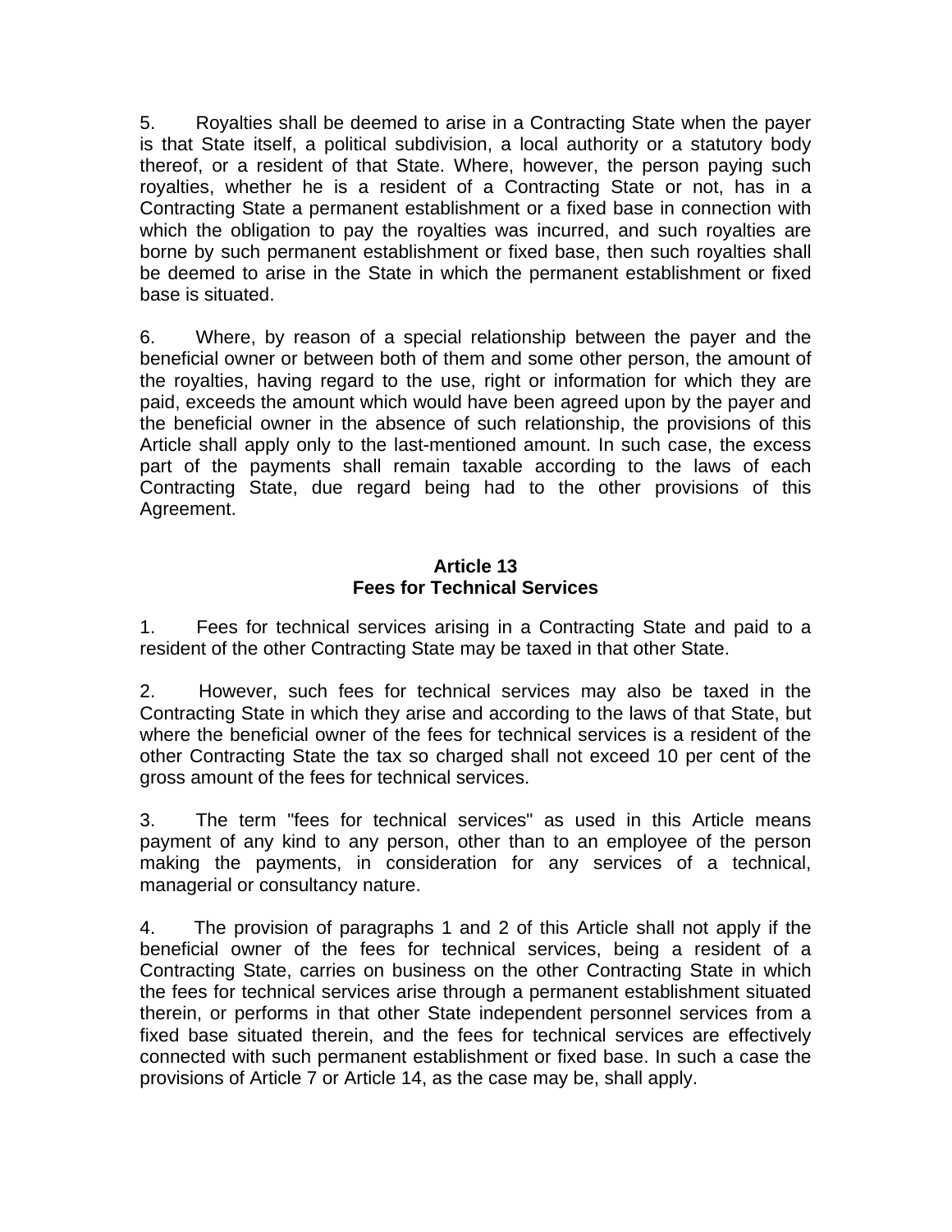5. Royalties shall be deemed to arise in a Contracting State when the payer is that State itself, a political subdivision, a local authority or a statutory body thereof, or a resident of that State. Where, however, the person paying such royalties, whether he is a resident of a Contracting State or not, has in a Contracting State a permanent establishment or a fixed base in connection with which the obligation to pay the royalties was incurred, and such royalties are borne by such permanent establishment or fixed base, then such royalties shall be deemed to arise in the State in which the permanent establishment or fixed base is situated.

6. Where, by reason of a special relationship between the payer and the beneficial owner or between both of them and some other person, the amount of the royalties, having regard to the use, right or information for which they are paid, exceeds the amount which would have been agreed upon by the payer and the beneficial owner in the absence of such relationship, the provisions of this Article shall apply only to the last-mentioned amount. In such case, the excess part of the payments shall remain taxable according to the laws of each Contracting State, due regard being had to the other provisions of this Agreement.

## Article 13
## Fees for Technical Services

1. Fees for technical services arising in a Contracting State and paid to a resident of the other Contracting State may be taxed in that other State.

2. However, such fees for technical services may also be taxed in the Contracting State in which they arise and according to the laws of that State, but where the beneficial owner of the fees for technical services is a resident of the other Contracting State the tax so charged shall not exceed 10 per cent of the gross amount of the fees for technical services.

3. The term "fees for technical services" as used in this Article means payment of any kind to any person, other than to an employee of the person making the payments, in consideration for any services of a technical, managerial or consultancy nature.

4. The provision of paragraphs 1 and 2 of this Article shall not apply if the beneficial owner of the fees for technical services, being a resident of a Contracting State, carries on business on the other Contracting State in which the fees for technical services arise through a permanent establishment situated therein, or performs in that other State independent personnel services from a fixed base situated therein, and the fees for technical services are effectively connected with such permanent establishment or fixed base. In such a case the provisions of Article 7 or Article 14, as the case may be, shall apply.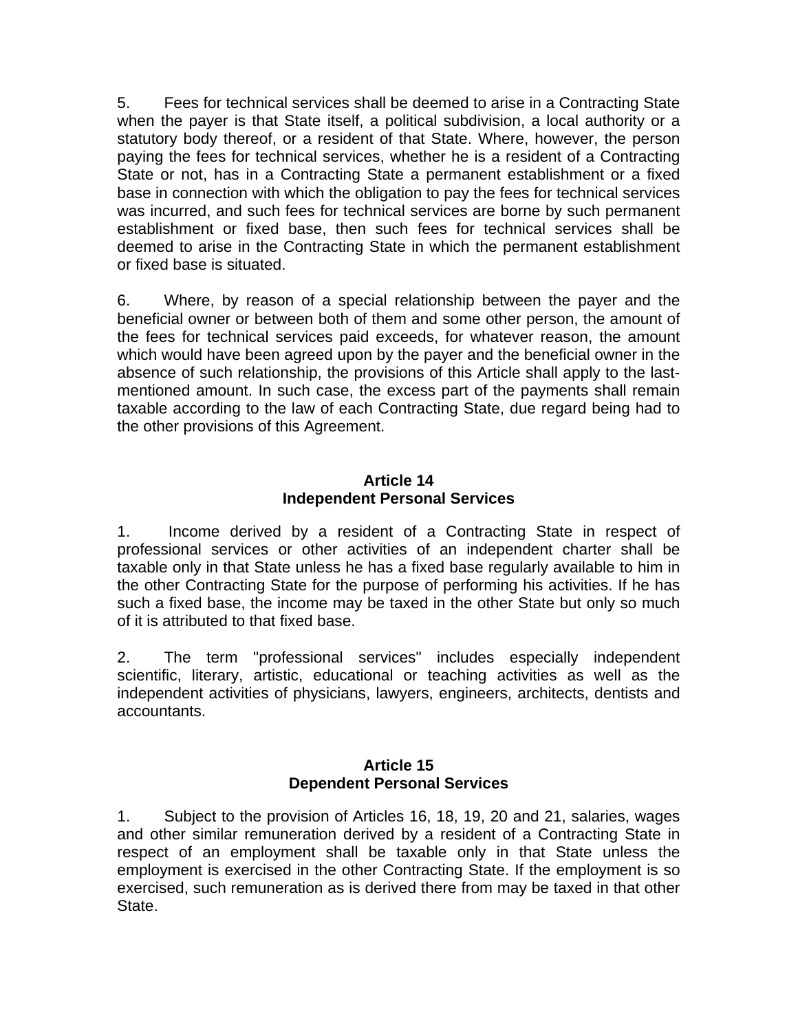5. Fees for technical services shall be deemed to arise in a Contracting State when the payer is that State itself, a political subdivision, a local authority or a statutory body thereof, or a resident of that State. Where, however, the person paying the fees for technical services, whether he is a resident of a Contracting State or not, has in a Contracting State a permanent establishment or a fixed base in connection with which the obligation to pay the fees for technical services was incurred, and such fees for technical services are borne by such permanent establishment or fixed base, then such fees for technical services shall be deemed to arise in the Contracting State in which the permanent establishment or fixed base is situated.

6. Where, by reason of a special relationship between the payer and the beneficial owner or between both of them and some other person, the amount of the fees for technical services paid exceeds, for whatever reason, the amount which would have been agreed upon by the payer and the beneficial owner in the absence of such relationship, the provisions of this Article shall apply to the last-mentioned amount. In such case, the excess part of the payments shall remain taxable according to the law of each Contracting State, due regard being had to the other provisions of this Agreement.

## Article 14
## Independent Personal Services

1. Income derived by a resident of a Contracting State in respect of professional services or other activities of an independent charter shall be taxable only in that State unless he has a fixed base regularly available to him in the other Contracting State for the purpose of performing his activities. If he has such a fixed base, the income may be taxed in the other State but only so much of it is attributed to that fixed base.

2. The term "professional services" includes especially independent scientific, literary, artistic, educational or teaching activities as well as the independent activities of physicians, lawyers, engineers, architects, dentists and accountants.

## Article 15
## Dependent Personal Services

1. Subject to the provision of Articles 16, 18, 19, 20 and 21, salaries, wages and other similar remuneration derived by a resident of a Contracting State in respect of an employment shall be taxable only in that State unless the employment is exercised in the other Contracting State. If the employment is so exercised, such remuneration as is derived there from may be taxed in that other State.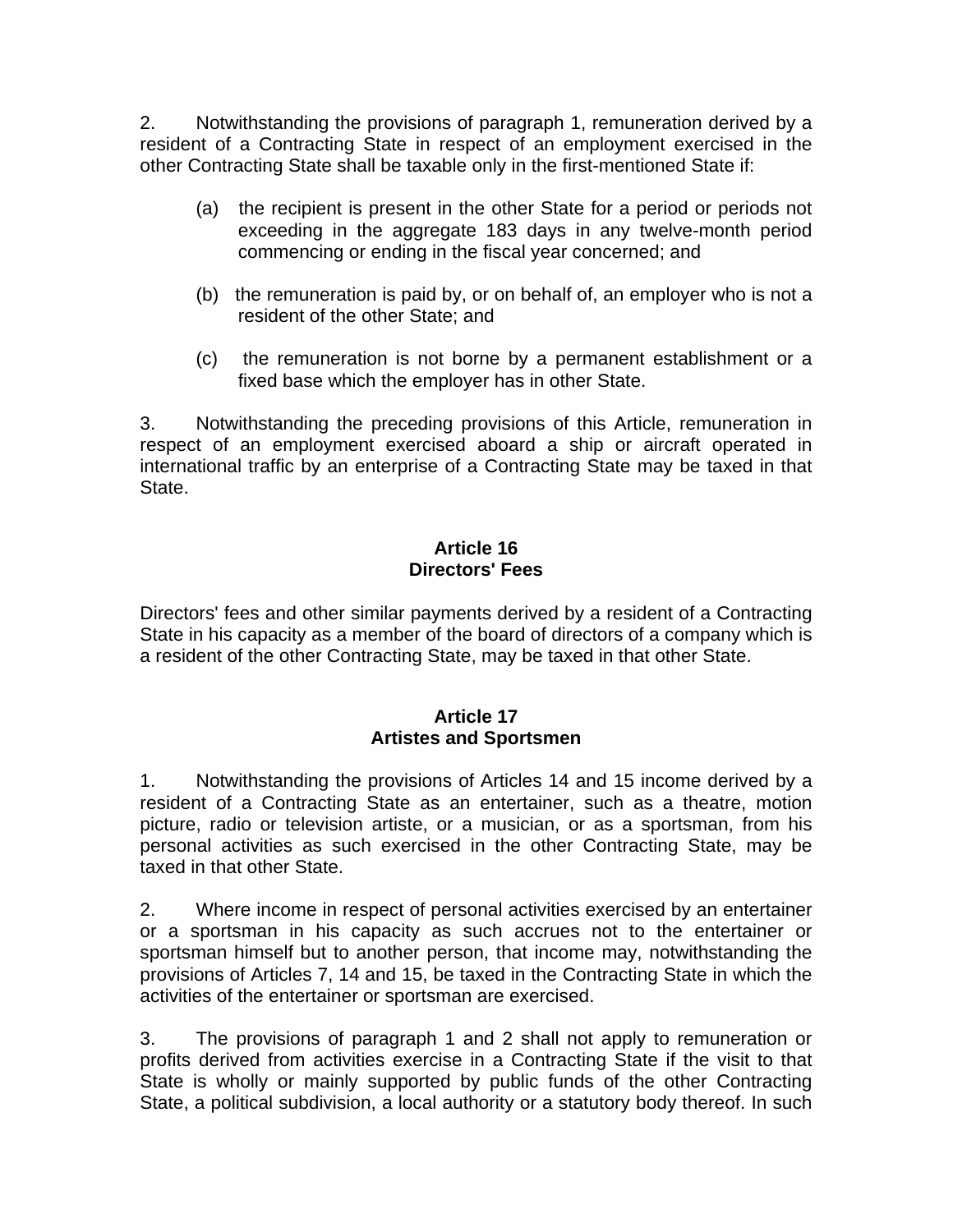2. Notwithstanding the provisions of paragraph 1, remuneration derived by a resident of a Contracting State in respect of an employment exercised in the other Contracting State shall be taxable only in the first-mentioned State if:

(a) the recipient is present in the other State for a period or periods not exceeding in the aggregate 183 days in any twelve-month period commencing or ending in the fiscal year concerned; and

(b) the remuneration is paid by, or on behalf of, an employer who is not a resident of the other State; and

(c) the remuneration is not borne by a permanent establishment or a fixed base which the employer has in other State.

3. Notwithstanding the preceding provisions of this Article, remuneration in respect of an employment exercised aboard a ship or aircraft operated in international traffic by an enterprise of a Contracting State may be taxed in that State.

## Article 16
## Directors' Fees

Directors' fees and other similar payments derived by a resident of a Contracting State in his capacity as a member of the board of directors of a company which is a resident of the other Contracting State, may be taxed in that other State.

## Article 17
## Artistes and Sportsmen

1. Notwithstanding the provisions of Articles 14 and 15 income derived by a resident of a Contracting State as an entertainer, such as a theatre, motion picture, radio or television artiste, or a musician, or as a sportsman, from his personal activities as such exercised in the other Contracting State, may be taxed in that other State.

2. Where income in respect of personal activities exercised by an entertainer or a sportsman in his capacity as such accrues not to the entertainer or sportsman himself but to another person, that income may, notwithstanding the provisions of Articles 7, 14 and 15, be taxed in the Contracting State in which the activities of the entertainer or sportsman are exercised.

3. The provisions of paragraph 1 and 2 shall not apply to remuneration or profits derived from activities exercise in a Contracting State if the visit to that State is wholly or mainly supported by public funds of the other Contracting State, a political subdivision, a local authority or a statutory body thereof. In such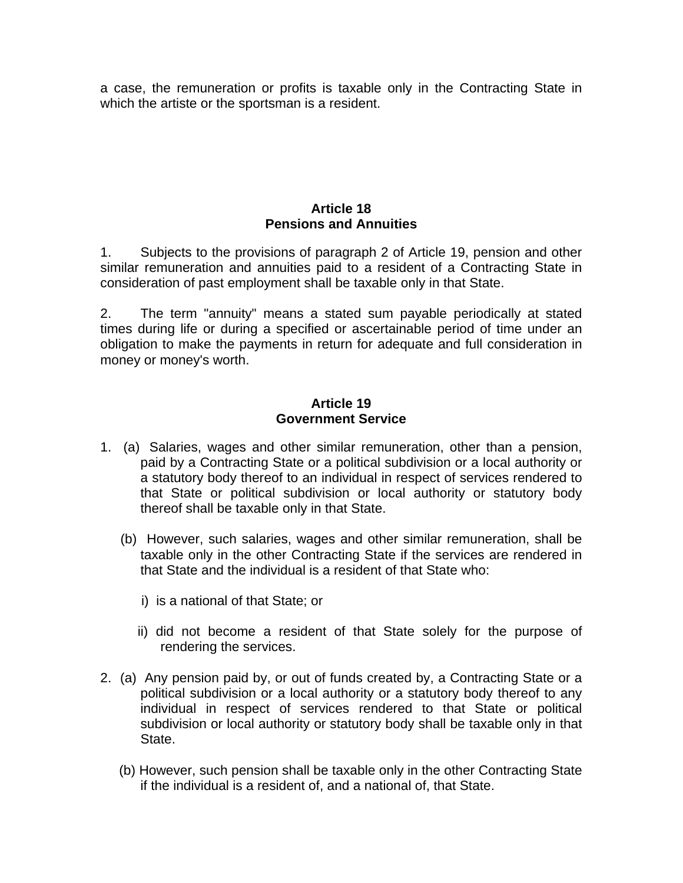a case, the remuneration or profits is taxable only in the Contracting State in which the artiste or the sportsman is a resident.

## Article 18
## Pensions and Annuities

1. Subjects to the provisions of paragraph 2 of Article 19, pension and other similar remuneration and annuities paid to a resident of a Contracting State in consideration of past employment shall be taxable only in that State.

2. The term "annuity" means a stated sum payable periodically at stated times during life or during a specified or ascertainable period of time under an obligation to make the payments in return for adequate and full consideration in money or money's worth.

## Article 19
## Government Service

1. (a) Salaries, wages and other similar remuneration, other than a pension, paid by a Contracting State or a political subdivision or a local authority or a statutory body thereof to an individual in respect of services rendered to that State or political subdivision or local authority or statutory body thereof shall be taxable only in that State.

   (b) However, such salaries, wages and other similar remuneration, shall be taxable only in the other Contracting State if the services are rendered in that State and the individual is a resident of that State who:

      i) is a national of that State; or

      ii) did not become a resident of that State solely for the purpose of rendering the services.

2. (a) Any pension paid by, or out of funds created by, a Contracting State or a political subdivision or a local authority or a statutory body thereof to any individual in respect of services rendered to that State or political subdivision or local authority or statutory body shall be taxable only in that State.

   (b) However, such pension shall be taxable only in the other Contracting State if the individual is a resident of, and a national of, that State.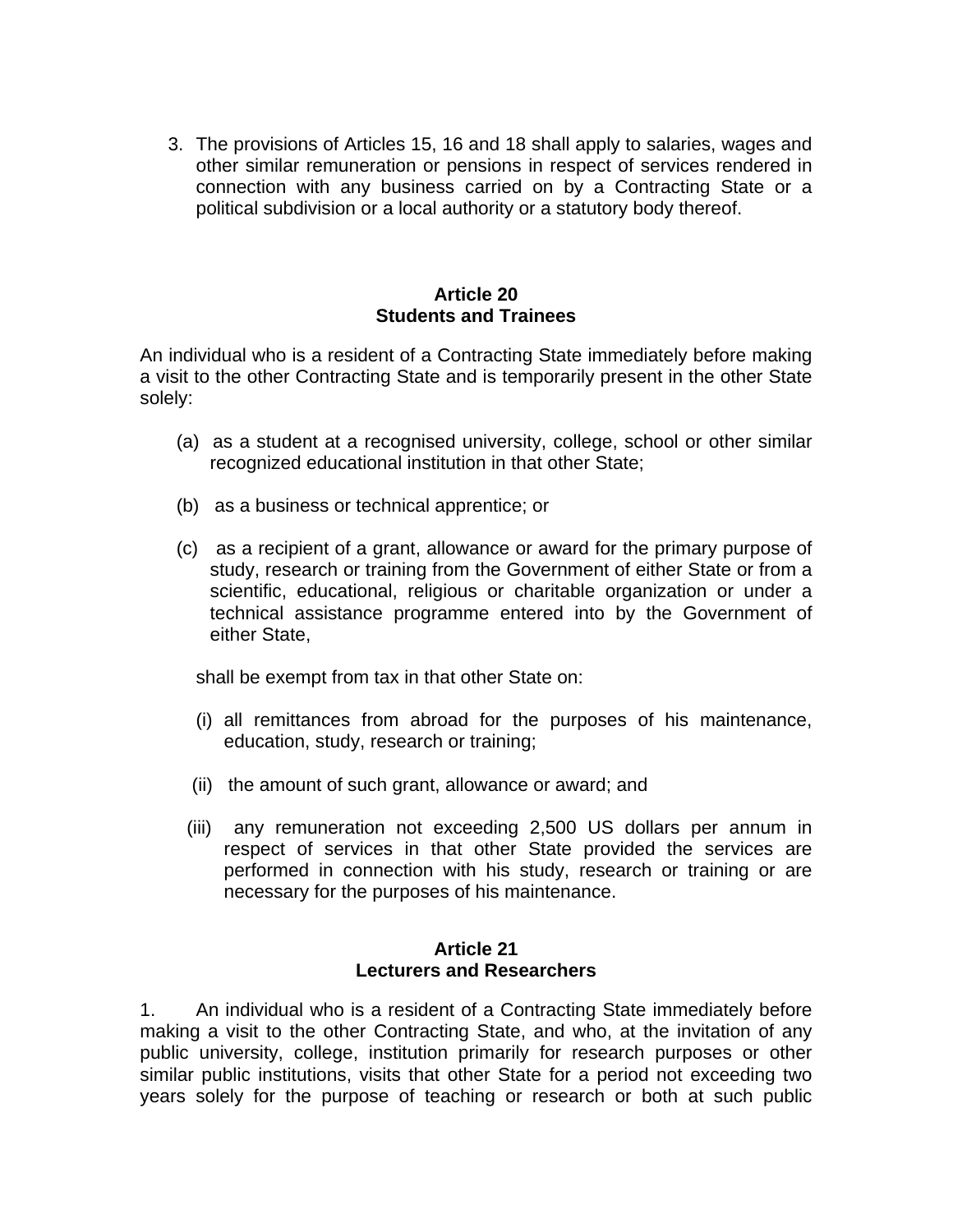3. The provisions of Articles 15, 16 and 18 shall apply to salaries, wages and other similar remuneration or pensions in respect of services rendered in connection with any business carried on by a Contracting State or a political subdivision or a local authority or a statutory body thereof.

**Article 20**
**Students and Trainees**

An individual who is a resident of a Contracting State immediately before making a visit to the other Contracting State and is temporarily present in the other State solely:

(a) as a student at a recognised university, college, school or other similar recognized educational institution in that other State;

(b) as a business or technical apprentice; or

(c) as a recipient of a grant, allowance or award for the primary purpose of study, research or training from the Government of either State or from a scientific, educational, religious or charitable organization or under a technical assistance programme entered into by the Government of either State,

shall be exempt from tax in that other State on:

(i) all remittances from abroad for the purposes of his maintenance, education, study, research or training;

(ii) the amount of such grant, allowance or award; and

(iii) any remuneration not exceeding 2,500 US dollars per annum in respect of services in that other State provided the services are performed in connection with his study, research or training or are necessary for the purposes of his maintenance.

**Article 21**
**Lecturers and Researchers**

1. An individual who is a resident of a Contracting State immediately before making a visit to the other Contracting State, and who, at the invitation of any public university, college, institution primarily for research purposes or other similar public institutions, visits that other State for a period not exceeding two years solely for the purpose of teaching or research or both at such public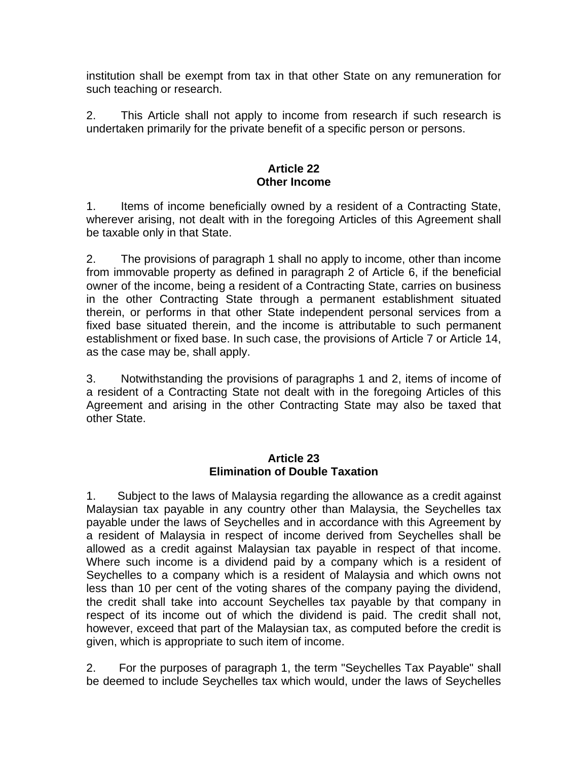institution shall be exempt from tax in that other State on any remuneration for such teaching or research.

2. This Article shall not apply to income from research if such research is undertaken primarily for the private benefit of a specific person or persons.

**Article 22**
**Other Income**

1. Items of income beneficially owned by a resident of a Contracting State, wherever arising, not dealt with in the foregoing Articles of this Agreement shall be taxable only in that State.

2. The provisions of paragraph 1 shall no apply to income, other than income from immovable property as defined in paragraph 2 of Article 6, if the beneficial owner of the income, being a resident of a Contracting State, carries on business in the other Contracting State through a permanent establishment situated therein, or performs in that other State independent personal services from a fixed base situated therein, and the income is attributable to such permanent establishment or fixed base. In such case, the provisions of Article 7 or Article 14, as the case may be, shall apply.

3. Notwithstanding the provisions of paragraphs 1 and 2, items of income of a resident of a Contracting State not dealt with in the foregoing Articles of this Agreement and arising in the other Contracting State may also be taxed that other State.

**Article 23**
**Elimination of Double Taxation**

1. Subject to the laws of Malaysia regarding the allowance as a credit against Malaysian tax payable in any country other than Malaysia, the Seychelles tax payable under the laws of Seychelles and in accordance with this Agreement by a resident of Malaysia in respect of income derived from Seychelles shall be allowed as a credit against Malaysian tax payable in respect of that income. Where such income is a dividend paid by a company which is a resident of Seychelles to a company which is a resident of Malaysia and which owns not less than 10 per cent of the voting shares of the company paying the dividend, the credit shall take into account Seychelles tax payable by that company in respect of its income out of which the dividend is paid. The credit shall not, however, exceed that part of the Malaysian tax, as computed before the credit is given, which is appropriate to such item of income.

2. For the purposes of paragraph 1, the term "Seychelles Tax Payable" shall be deemed to include Seychelles tax which would, under the laws of Seychelles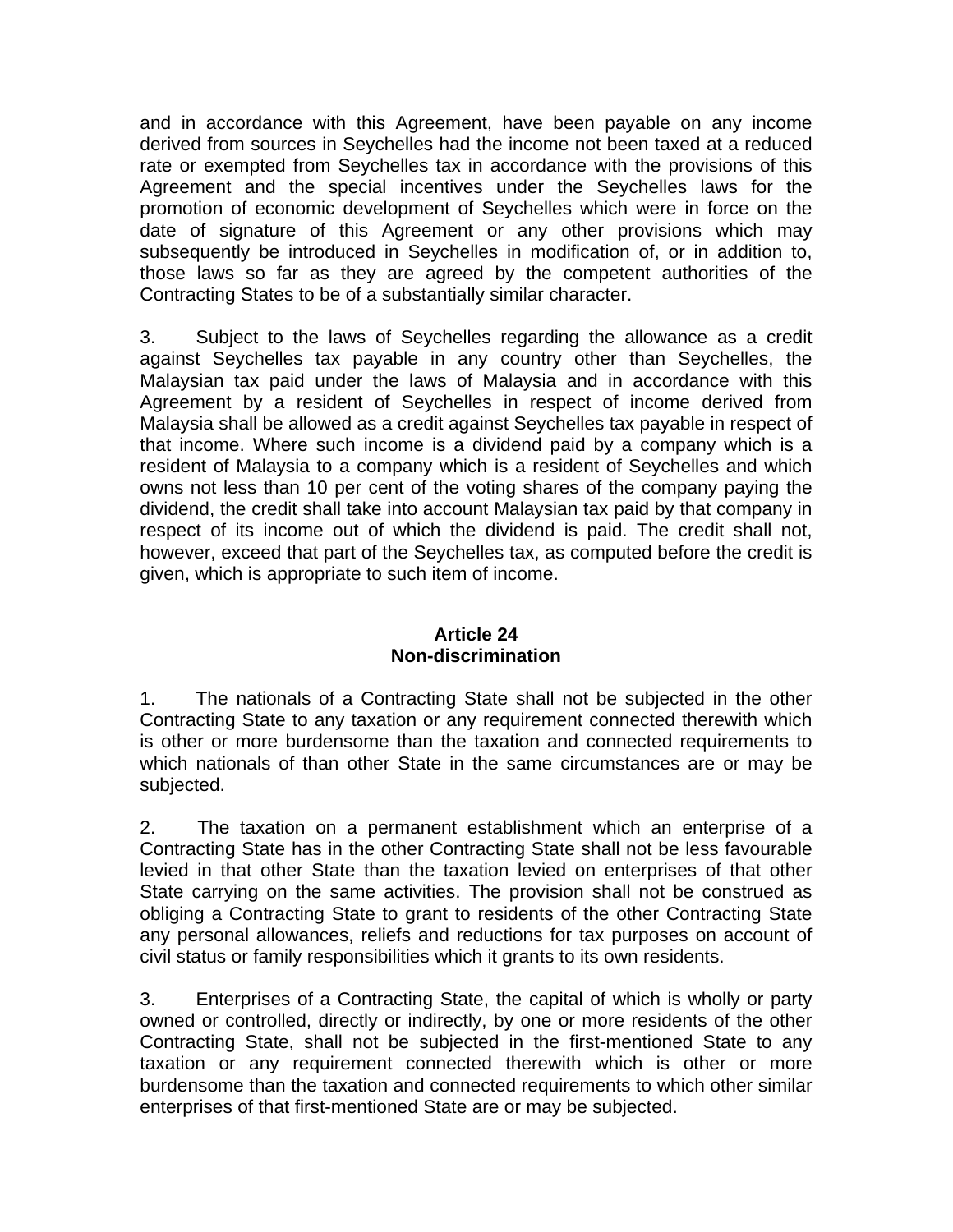and in accordance with this Agreement, have been payable on any income derived from sources in Seychelles had the income not been taxed at a reduced rate or exempted from Seychelles tax in accordance with the provisions of this Agreement and the special incentives under the Seychelles laws for the promotion of economic development of Seychelles which were in force on the date of signature of this Agreement or any other provisions which may subsequently be introduced in Seychelles in modification of, or in addition to, those laws so far as they are agreed by the competent authorities of the Contracting States to be of a substantially similar character.

3. Subject to the laws of Seychelles regarding the allowance as a credit against Seychelles tax payable in any country other than Seychelles, the Malaysian tax paid under the laws of Malaysia and in accordance with this Agreement by a resident of Seychelles in respect of income derived from Malaysia shall be allowed as a credit against Seychelles tax payable in respect of that income. Where such income is a dividend paid by a company which is a resident of Malaysia to a company which is a resident of Seychelles and which owns not less than 10 per cent of the voting shares of the company paying the dividend, the credit shall take into account Malaysian tax paid by that company in respect of its income out of which the dividend is paid. The credit shall not, however, exceed that part of the Seychelles tax, as computed before the credit is given, which is appropriate to such item of income.

## Article 24
## Non-discrimination

1. The nationals of a Contracting State shall not be subjected in the other Contracting State to any taxation or any requirement connected therewith which is other or more burdensome than the taxation and connected requirements to which nationals of than other State in the same circumstances are or may be subjected.

2. The taxation on a permanent establishment which an enterprise of a Contracting State has in the other Contracting State shall not be less favourable levied in that other State than the taxation levied on enterprises of that other State carrying on the same activities. The provision shall not be construed as obliging a Contracting State to grant to residents of the other Contracting State any personal allowances, reliefs and reductions for tax purposes on account of civil status or family responsibilities which it grants to its own residents.

3. Enterprises of a Contracting State, the capital of which is wholly or party owned or controlled, directly or indirectly, by one or more residents of the other Contracting State, shall not be subjected in the first-mentioned State to any taxation or any requirement connected therewith which is other or more burdensome than the taxation and connected requirements to which other similar enterprises of that first-mentioned State are or may be subjected.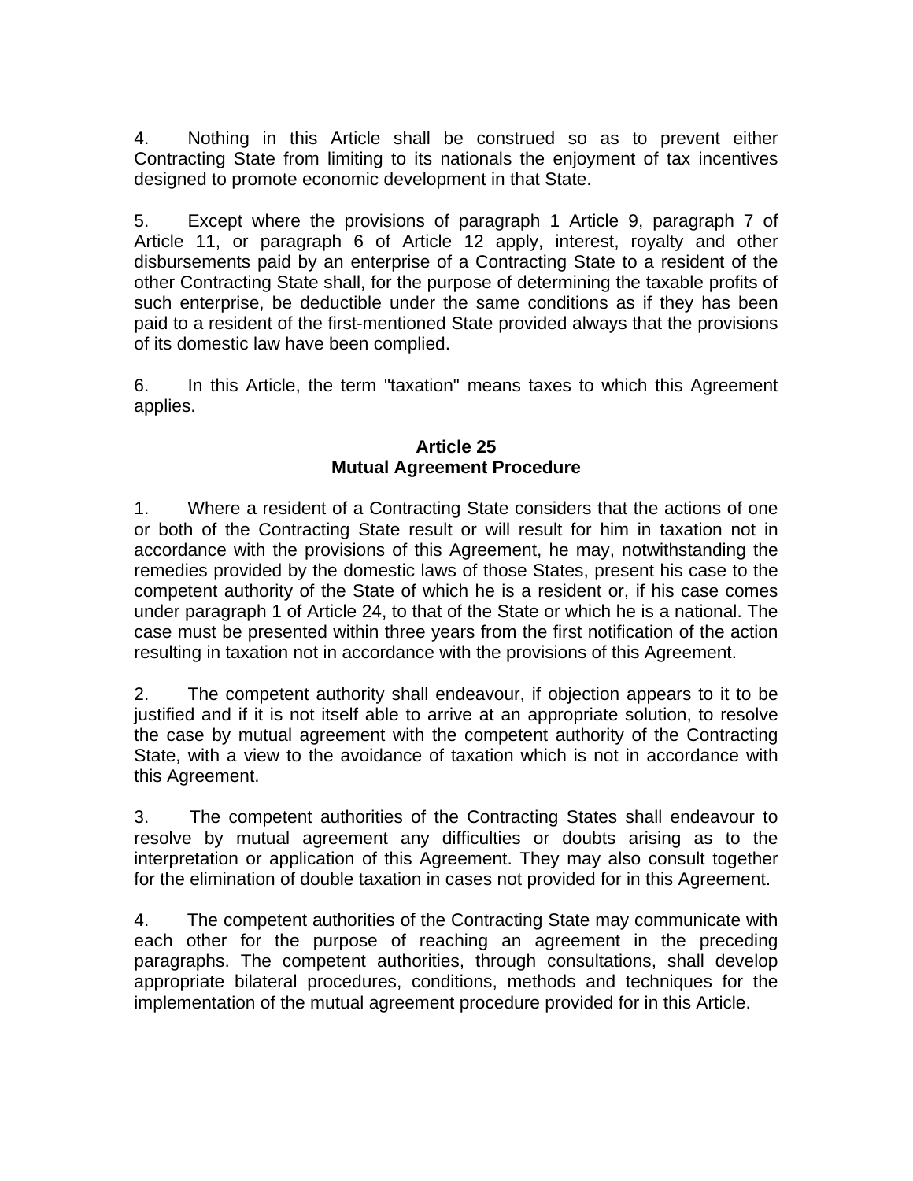4. Nothing in this Article shall be construed so as to prevent either Contracting State from limiting to its nationals the enjoyment of tax incentives designed to promote economic development in that State.

5. Except where the provisions of paragraph 1 Article 9, paragraph 7 of Article 11, or paragraph 6 of Article 12 apply, interest, royalty and other disbursements paid by an enterprise of a Contracting State to a resident of the other Contracting State shall, for the purpose of determining the taxable profits of such enterprise, be deductible under the same conditions as if they has been paid to a resident of the first-mentioned State provided always that the provisions of its domestic law have been complied.

6. In this Article, the term "taxation" means taxes to which this Agreement applies.

**Article 25**
**Mutual Agreement Procedure**

1. Where a resident of a Contracting State considers that the actions of one or both of the Contracting State result or will result for him in taxation not in accordance with the provisions of this Agreement, he may, notwithstanding the remedies provided by the domestic laws of those States, present his case to the competent authority of the State of which he is a resident or, if his case comes under paragraph 1 of Article 24, to that of the State or which he is a national. The case must be presented within three years from the first notification of the action resulting in taxation not in accordance with the provisions of this Agreement.

2. The competent authority shall endeavour, if objection appears to it to be justified and if it is not itself able to arrive at an appropriate solution, to resolve the case by mutual agreement with the competent authority of the Contracting State, with a view to the avoidance of taxation which is not in accordance with this Agreement.

3. The competent authorities of the Contracting States shall endeavour to resolve by mutual agreement any difficulties or doubts arising as to the interpretation or application of this Agreement. They may also consult together for the elimination of double taxation in cases not provided for in this Agreement.

4. The competent authorities of the Contracting State may communicate with each other for the purpose of reaching an agreement in the preceding paragraphs. The competent authorities, through consultations, shall develop appropriate bilateral procedures, conditions, methods and techniques for the implementation of the mutual agreement procedure provided for in this Article.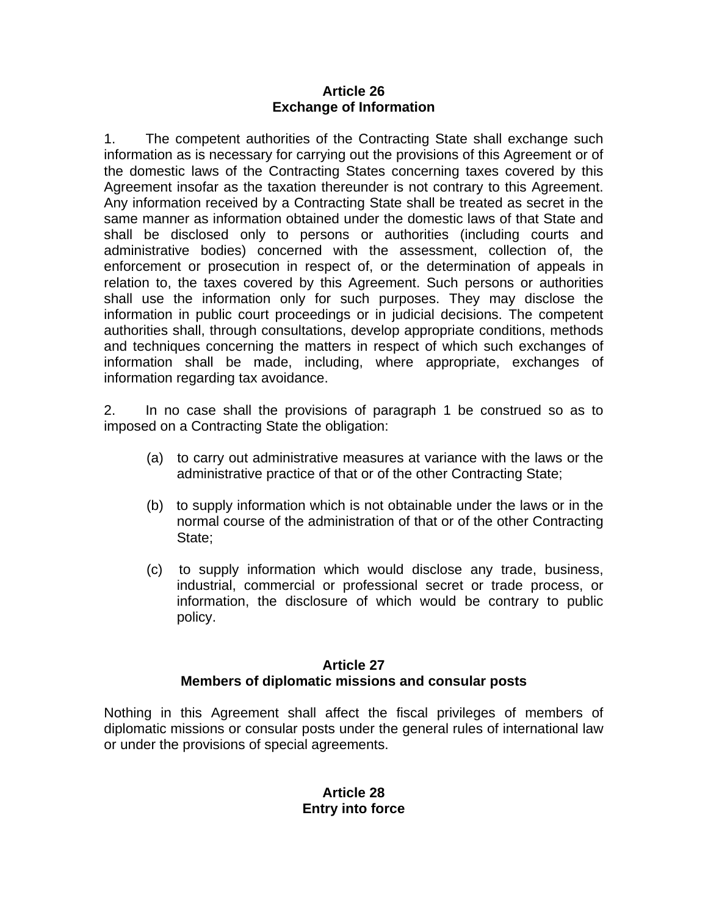**Article 26**
**Exchange of Information**

1. The competent authorities of the Contracting State shall exchange such information as is necessary for carrying out the provisions of this Agreement or of the domestic laws of the Contracting States concerning taxes covered by this Agreement insofar as the taxation thereunder is not contrary to this Agreement. Any information received by a Contracting State shall be treated as secret in the same manner as information obtained under the domestic laws of that State and shall be disclosed only to persons or authorities (including courts and administrative bodies) concerned with the assessment, collection of, the enforcement or prosecution in respect of, or the determination of appeals in relation to, the taxes covered by this Agreement. Such persons or authorities shall use the information only for such purposes. They may disclose the information in public court proceedings or in judicial decisions. The competent authorities shall, through consultations, develop appropriate conditions, methods and techniques concerning the matters in respect of which such exchanges of information shall be made, including, where appropriate, exchanges of information regarding tax avoidance.

2. In no case shall the provisions of paragraph 1 be construed so as to imposed on a Contracting State the obligation:

(a) to carry out administrative measures at variance with the laws or the administrative practice of that or of the other Contracting State;

(b) to supply information which is not obtainable under the laws or in the normal course of the administration of that or of the other Contracting State;

(c) to supply information which would disclose any trade, business, industrial, commercial or professional secret or trade process, or information, the disclosure of which would be contrary to public policy.

**Article 27**
**Members of diplomatic missions and consular posts**

Nothing in this Agreement shall affect the fiscal privileges of members of diplomatic missions or consular posts under the general rules of international law or under the provisions of special agreements.

**Article 28**
**Entry into force**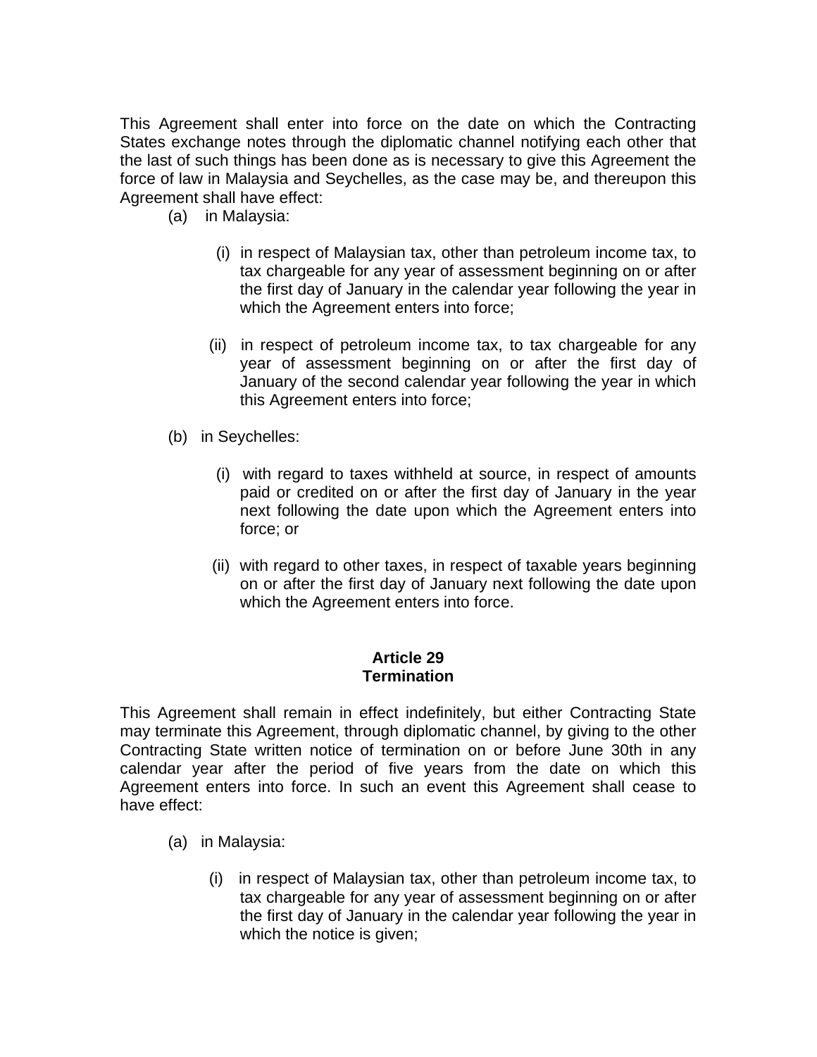This Agreement shall enter into force on the date on which the Contracting States exchange notes through the diplomatic channel notifying each other that the last of such things has been done as is necessary to give this Agreement the force of law in Malaysia and Seychelles, as the case may be, and thereupon this Agreement shall have effect:

(a) in Malaysia:

(i) in respect of Malaysian tax, other than petroleum income tax, to tax chargeable for any year of assessment beginning on or after the first day of January in the calendar year following the year in which the Agreement enters into force;

(ii) in respect of petroleum income tax, to tax chargeable for any year of assessment beginning on or after the first day of January of the second calendar year following the year in which this Agreement enters into force;

(b) in Seychelles:

(i) with regard to taxes withheld at source, in respect of amounts paid or credited on or after the first day of January in the year next following the date upon which the Agreement enters into force; or

(ii) with regard to other taxes, in respect of taxable years beginning on or after the first day of January next following the date upon which the Agreement enters into force.

## Article 29
## Termination

This Agreement shall remain in effect indefinitely, but either Contracting State may terminate this Agreement, through diplomatic channel, by giving to the other Contracting State written notice of termination on or before June 30th in any calendar year after the period of five years from the date on which this Agreement enters into force. In such an event this Agreement shall cease to have effect:

(a) in Malaysia:

(i) in respect of Malaysian tax, other than petroleum income tax, to tax chargeable for any year of assessment beginning on or after the first day of January in the calendar year following the year in which the notice is given;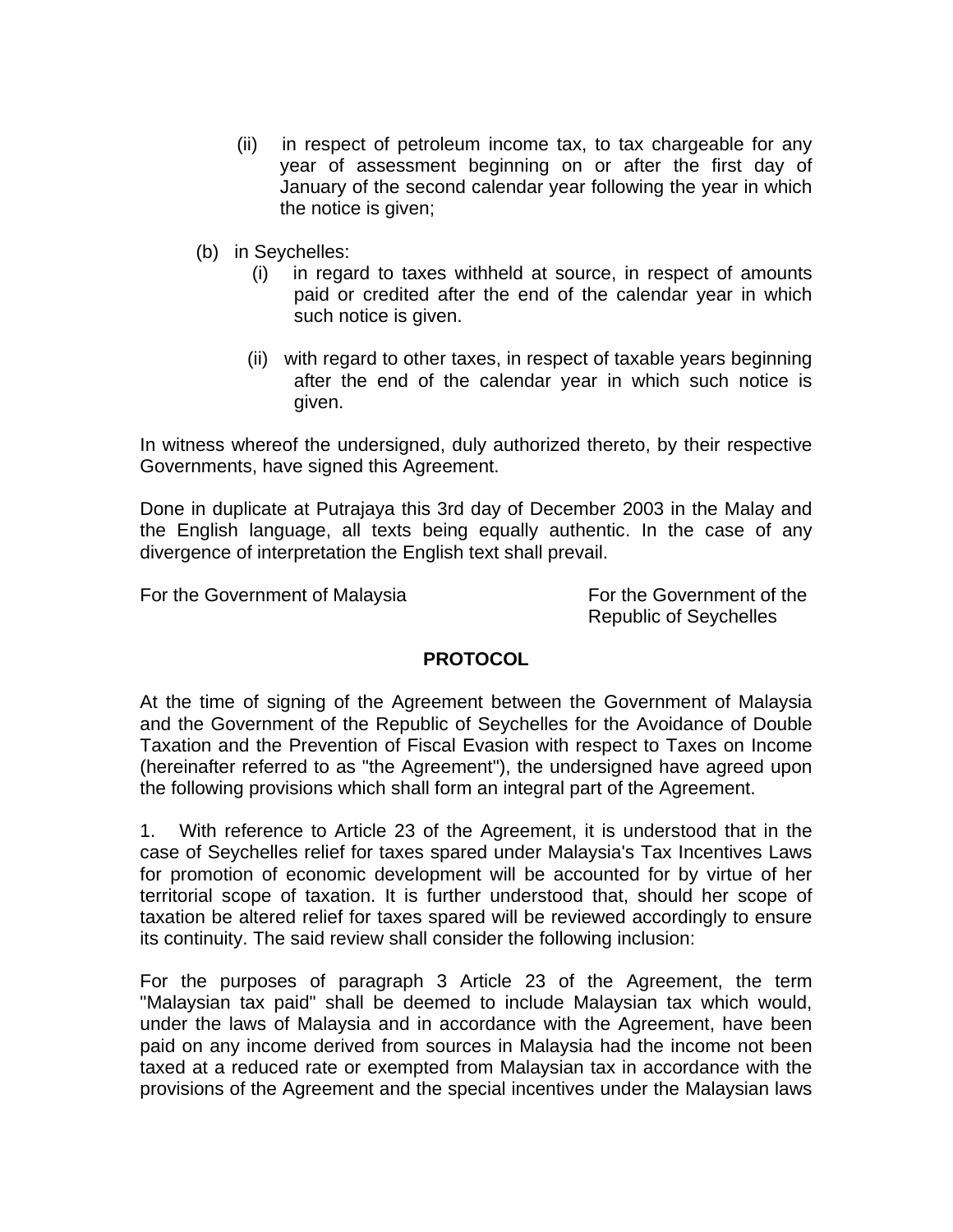(ii) in respect of petroleum income tax, to tax chargeable for any year of assessment beginning on or after the first day of January of the second calendar year following the year in which the notice is given;

(b) in Seychelles:

(i) in regard to taxes withheld at source, in respect of amounts paid or credited after the end of the calendar year in which such notice is given.

(ii) with regard to other taxes, in respect of taxable years beginning after the end of the calendar year in which such notice is given.

In witness whereof the undersigned, duly authorized thereto, by their respective Governments, have signed this Agreement.

Done in duplicate at Putrajaya this 3rd day of December 2003 in the Malay and the English language, all texts being equally authentic. In the case of any divergence of interpretation the English text shall prevail.

For the Government of Malaysia

For the Government of the Republic of Seychelles

**PROTOCOL**

At the time of signing of the Agreement between the Government of Malaysia and the Government of the Republic of Seychelles for the Avoidance of Double Taxation and the Prevention of Fiscal Evasion with respect to Taxes on Income (hereinafter referred to as "the Agreement"), the undersigned have agreed upon the following provisions which shall form an integral part of the Agreement.

1. With reference to Article 23 of the Agreement, it is understood that in the case of Seychelles relief for taxes spared under Malaysia's Tax Incentives Laws for promotion of economic development will be accounted for by virtue of her territorial scope of taxation. It is further understood that, should her scope of taxation be altered relief for taxes spared will be reviewed accordingly to ensure its continuity. The said review shall consider the following inclusion:

For the purposes of paragraph 3 Article 23 of the Agreement, the term "Malaysian tax paid" shall be deemed to include Malaysian tax which would, under the laws of Malaysia and in accordance with the Agreement, have been paid on any income derived from sources in Malaysia had the income not been taxed at a reduced rate or exempted from Malaysian tax in accordance with the provisions of the Agreement and the special incentives under the Malaysian laws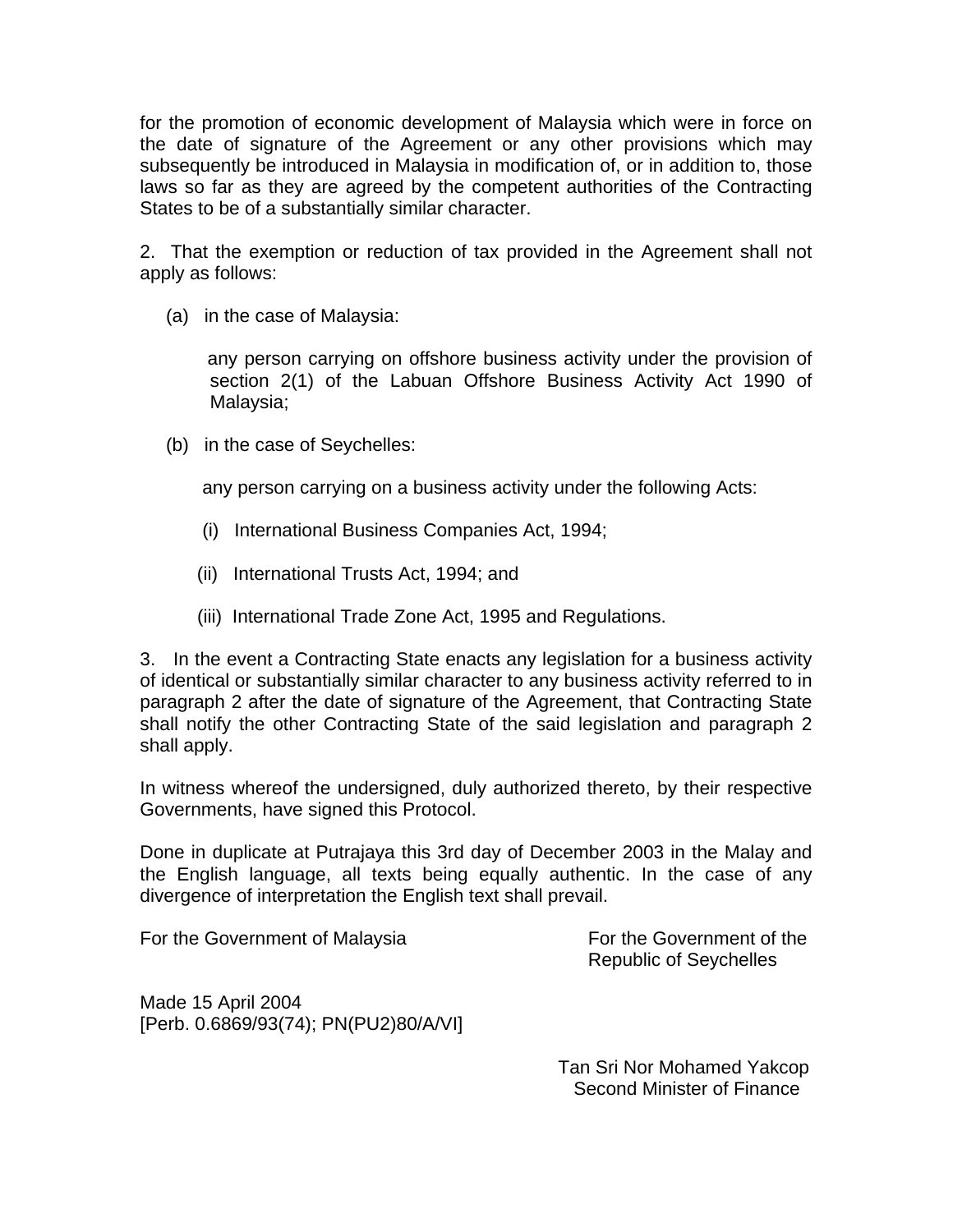for the promotion of economic development of Malaysia which were in force on the date of signature of the Agreement or any other provisions which may subsequently be introduced in Malaysia in modification of, or in addition to, those laws so far as they are agreed by the competent authorities of the Contracting States to be of a substantially similar character.

2. That the exemption or reduction of tax provided in the Agreement shall not apply as follows:

(a) in the case of Malaysia:

any person carrying on offshore business activity under the provision of section 2(1) of the Labuan Offshore Business Activity Act 1990 of Malaysia;

(b) in the case of Seychelles:

any person carrying on a business activity under the following Acts:

(i) International Business Companies Act, 1994;

(ii) International Trusts Act, 1994; and

(iii) International Trade Zone Act, 1995 and Regulations.

3. In the event a Contracting State enacts any legislation for a business activity of identical or substantially similar character to any business activity referred to in paragraph 2 after the date of signature of the Agreement, that Contracting State shall notify the other Contracting State of the said legislation and paragraph 2 shall apply.

In witness whereof the undersigned, duly authorized thereto, by their respective Governments, have signed this Protocol.

Done in duplicate at Putrajaya this 3rd day of December 2003 in the Malay and the English language, all texts being equally authentic. In the case of any divergence of interpretation the English text shall prevail.

For the Government of Malaysia

For the Government of the Republic of Seychelles

Made 15 April 2004
[Perb. 0.6869/93(74); PN(PU2)80/A/VI]

Tan Sri Nor Mohamed Yakcop
Second Minister of Finance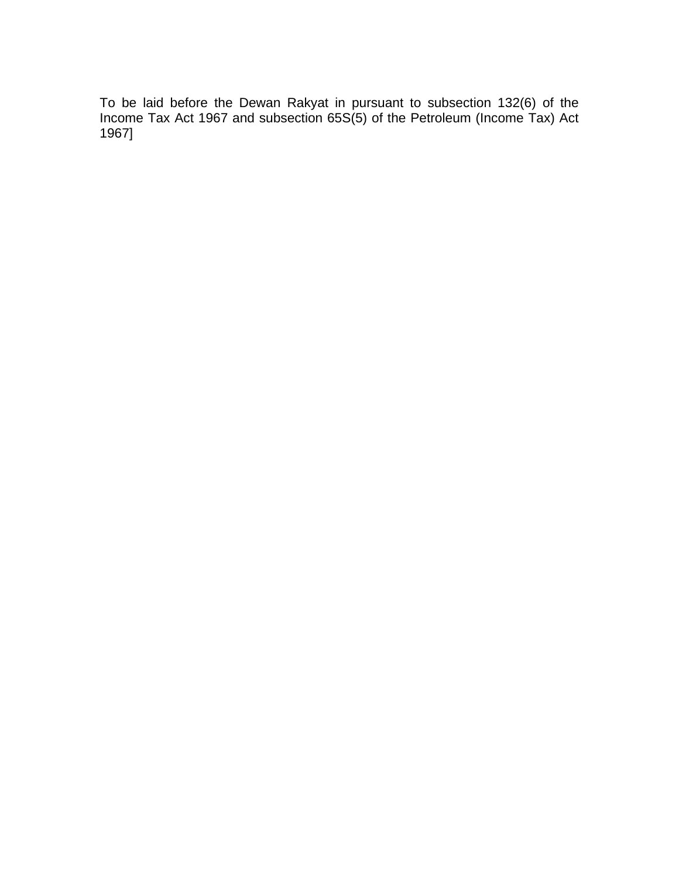To be laid before the Dewan Rakyat in pursuant to subsection 132(6) of the Income Tax Act 1967 and subsection 65S(5) of the Petroleum (Income Tax) Act 1967]